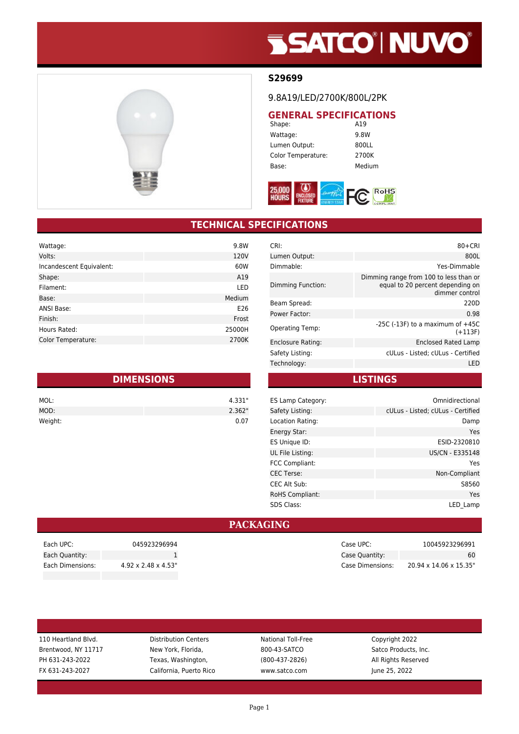# S29699

9.8A19/LED/2700K/800L/2PK

## GENERAL SPECIFICATIONS

| | |
|---|---|
| Shape: | A19 |
| Wattage: | 9.8W |
| Lumen Output: | 800LL |
| Color Temperature: | 2700K |
| Base: | Medium |

25,000 HOURS | ENCLOSED FIXTURE | ENERGY STAR | FC | RoHS COMPLIANT

## TECHNICAL SPECIFICATIONS

| | |
|---|---|
| Wattage: | 9.8W |
| Volts: | 120V |
| Incandescent Equivalent: | 60W |
| Shape: | A19 |
| Filament: | LED |
| Base: | Medium |
| ANSI Base: | E26 |
| Finish: | Frost |
| Hours Rated: | 25000H |
| Color Temperature: | 2700K |

| | |
|---|---|
| CRI: | 80+CRI |
| Lumen Output: | 800L |
| Dimmable: | Yes-Dimmable |
| Dimming Function: | Dimming range from 100 to less than or equal to 20 percent depending on dimmer control |
| Beam Spread: | 220D |
| Power Factor: | 0.98 |
| Operating Temp: | -25C (-13F) to a maximum of +45C (+113F) |
| Enclosure Rating: | Enclosed Rated Lamp |
| Safety Listing: | cULus - Listed; cULus - Certified |
| Technology: | LED |

## DIMENSIONS

| | |
|---|---|
| MOL: | 4.331" |
| MOD: | 2.362" |
| Weight: | 0.07 |

## LISTINGS

| | |
|---|---|
| ES Lamp Category: | Omnidirectional |
| Safety Listing: | cULus - Listed; cULus - Certified |
| Location Rating: | Damp |
| Energy Star: | Yes |
| ES Unique ID: | ESID-2320810 |
| UL File Listing: | US/CN - E335148 |
| FCC Compliant: | Yes |
| CEC Terse: | Non-Compliant |
| CEC Alt Sub: | S8560 |
| RoHS Compliant: | Yes |
| SDS Class: | LED_Lamp |

## PACKAGING

| | |
|---|---|
| Each UPC: | 045923296994 |
| Each Quantity: | 1 |
| Each Dimensions: | 4.92 x 2.48 x 4.53" |

| | |
|---|---|
| Case UPC: | 10045923296991 |
| Case Quantity: | 60 |
| Case Dimensions: | 20.94 x 14.06 x 15.35" |

110 Heartland Blvd.
Brentwood, NY 11717
PH 631-243-2022
FX 631-243-2027

Distribution Centers
New York, Florida,
Texas, Washington,
California, Puerto Rico

National Toll-Free
800-43-SATCO
(800-437-2826)
www.satco.com

Copyright 2022
Satco Products, Inc.
All Rights Reserved
June 25, 2022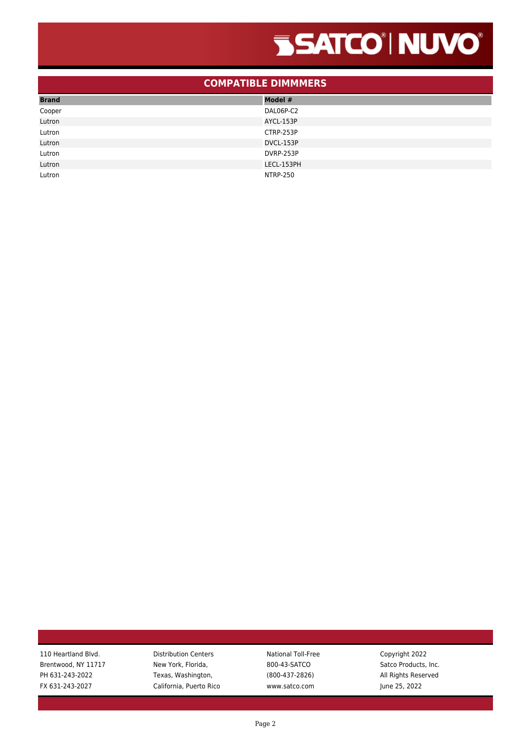## COMPATIBLE DIMMMERS

| Brand | Model # |
|---|---|
| Cooper | DAL06P-C2 |
| Lutron | AYCL-153P |
| Lutron | CTRP-253P |
| Lutron | DVCL-153P |
| Lutron | DVRP-253P |
| Lutron | LECL-153PH |
| Lutron | NTRP-250 |

110 Heartland Blvd.
Brentwood, NY 11717
PH 631-243-2022
FX 631-243-2027

Distribution Centers
New York, Florida,
Texas, Washington,
California, Puerto Rico

National Toll-Free
800-43-SATCO
(800-437-2826)
www.satco.com

Copyright 2022
Satco Products, Inc.
All Rights Reserved
June 25, 2022